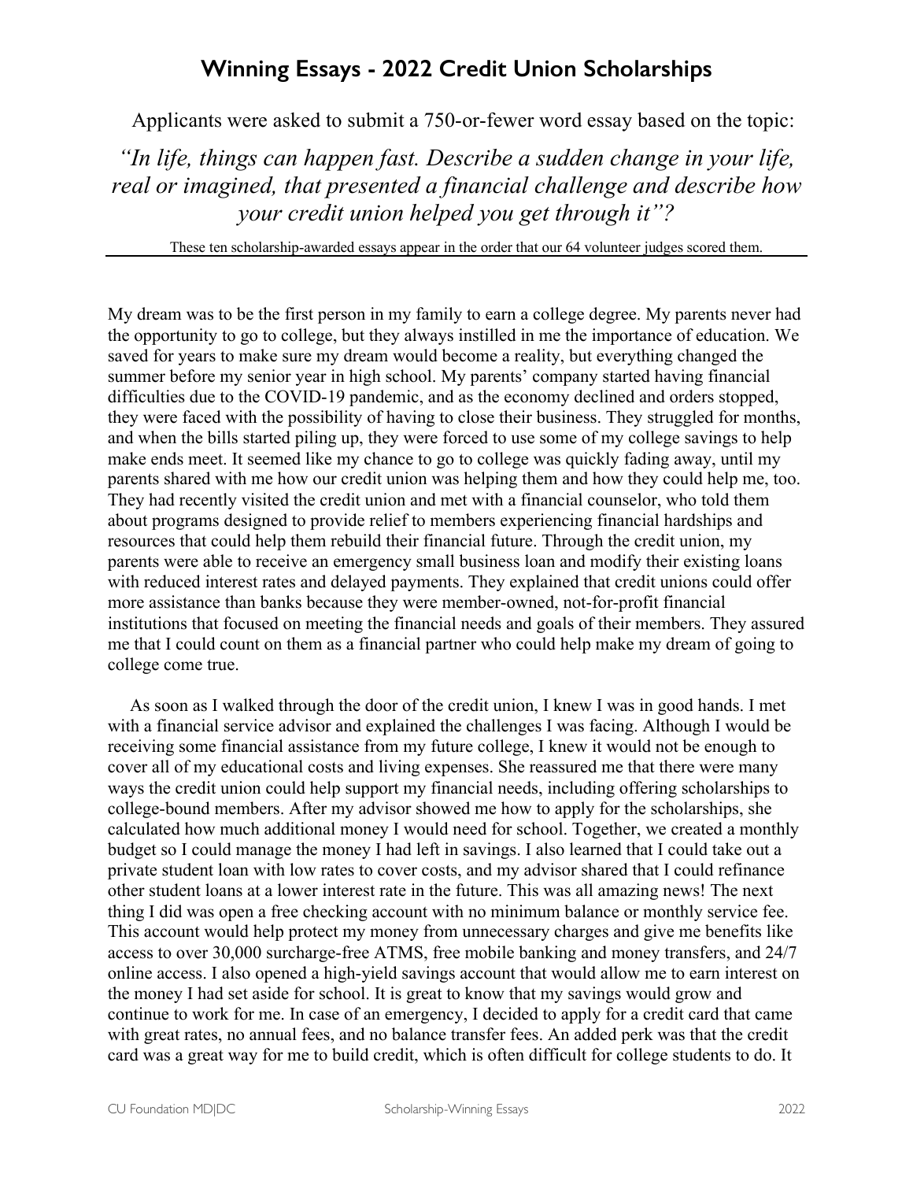# Winning Essays - 2022 Credit Union Scholarships

Applicants were asked to submit a 750-or-fewer word essay based on the topic:

*"In life, things can happen fast. Describe a sudden change in your life, real or imagined, that presented a financial challenge and describe how your credit union helped you get through it"?*

These ten scholarship-awarded essays appear in the order that our 64 volunteer judges scored them.

---

My dream was to be the first person in my family to earn a college degree. My parents never had the opportunity to go to college, but they always instilled in me the importance of education. We saved for years to make sure my dream would become a reality, but everything changed the summer before my senior year in high school. My parents' company started having financial difficulties due to the COVID-19 pandemic, and as the economy declined and orders stopped, they were faced with the possibility of having to close their business. They struggled for months, and when the bills started piling up, they were forced to use some of my college savings to help make ends meet. It seemed like my chance to go to college was quickly fading away, until my parents shared with me how our credit union was helping them and how they could help me, too. They had recently visited the credit union and met with a financial counselor, who told them about programs designed to provide relief to members experiencing financial hardships and resources that could help them rebuild their financial future. Through the credit union, my parents were able to receive an emergency small business loan and modify their existing loans with reduced interest rates and delayed payments. They explained that credit unions could offer more assistance than banks because they were member-owned, not-for-profit financial institutions that focused on meeting the financial needs and goals of their members. They assured me that I could count on them as a financial partner who could help make my dream of going to college come true.

As soon as I walked through the door of the credit union, I knew I was in good hands. I met with a financial service advisor and explained the challenges I was facing. Although I would be receiving some financial assistance from my future college, I knew it would not be enough to cover all of my educational costs and living expenses. She reassured me that there were many ways the credit union could help support my financial needs, including offering scholarships to college-bound members. After my advisor showed me how to apply for the scholarships, she calculated how much additional money I would need for school. Together, we created a monthly budget so I could manage the money I had left in savings. I also learned that I could take out a private student loan with low rates to cover costs, and my advisor shared that I could refinance other student loans at a lower interest rate in the future. This was all amazing news! The next thing I did was open a free checking account with no minimum balance or monthly service fee. This account would help protect my money from unnecessary charges and give me benefits like access to over 30,000 surcharge-free ATMS, free mobile banking and money transfers, and 24/7 online access. I also opened a high-yield savings account that would allow me to earn interest on the money I had set aside for school. It is great to know that my savings would grow and continue to work for me. In case of an emergency, I decided to apply for a credit card that came with great rates, no annual fees, and no balance transfer fees. An added perk was that the credit card was a great way for me to build credit, which is often difficult for college students to do. It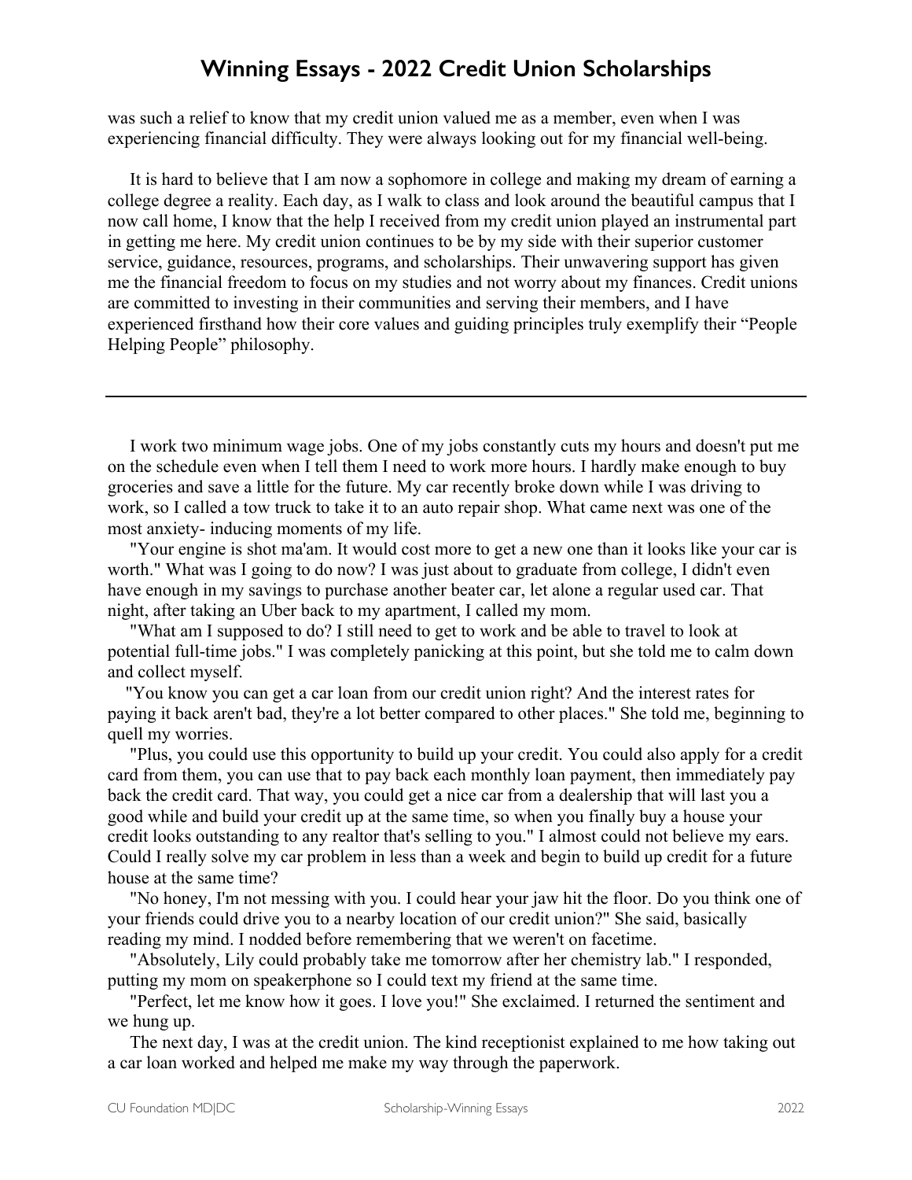was such a relief to know that my credit union valued me as a member, even when I was experiencing financial difficulty. They were always looking out for my financial well-being.

It is hard to believe that I am now a sophomore in college and making my dream of earning a college degree a reality. Each day, as I walk to class and look around the beautiful campus that I now call home, I know that the help I received from my credit union played an instrumental part in getting me here. My credit union continues to be by my side with their superior customer service, guidance, resources, programs, and scholarships. Their unwavering support has given me the financial freedom to focus on my studies and not worry about my finances. Credit unions are committed to investing in their communities and serving their members, and I have experienced firsthand how their core values and guiding principles truly exemplify their "People Helping People" philosophy.

---

I work two minimum wage jobs. One of my jobs constantly cuts my hours and doesn't put me on the schedule even when I tell them I need to work more hours. I hardly make enough to buy groceries and save a little for the future. My car recently broke down while I was driving to work, so I called a tow truck to take it to an auto repair shop. What came next was one of the most anxiety- inducing moments of my life.

"Your engine is shot ma'am. It would cost more to get a new one than it looks like your car is worth." What was I going to do now? I was just about to graduate from college, I didn't even have enough in my savings to purchase another beater car, let alone a regular used car. That night, after taking an Uber back to my apartment, I called my mom.

"What am I supposed to do? I still need to get to work and be able to travel to look at potential full-time jobs." I was completely panicking at this point, but she told me to calm down and collect myself.

"You know you can get a car loan from our credit union right? And the interest rates for paying it back aren't bad, they're a lot better compared to other places." She told me, beginning to quell my worries.

"Plus, you could use this opportunity to build up your credit. You could also apply for a credit card from them, you can use that to pay back each monthly loan payment, then immediately pay back the credit card. That way, you could get a nice car from a dealership that will last you a good while and build your credit up at the same time, so when you finally buy a house your credit looks outstanding to any realtor that's selling to you." I almost could not believe my ears. Could I really solve my car problem in less than a week and begin to build up credit for a future house at the same time?

"No honey, I'm not messing with you. I could hear your jaw hit the floor. Do you think one of your friends could drive you to a nearby location of our credit union?" She said, basically reading my mind. I nodded before remembering that we weren't on facetime.

"Absolutely, Lily could probably take me tomorrow after her chemistry lab." I responded, putting my mom on speakerphone so I could text my friend at the same time.

"Perfect, let me know how it goes. I love you!" She exclaimed. I returned the sentiment and we hung up.

The next day, I was at the credit union. The kind receptionist explained to me how taking out a car loan worked and helped me make my way through the paperwork.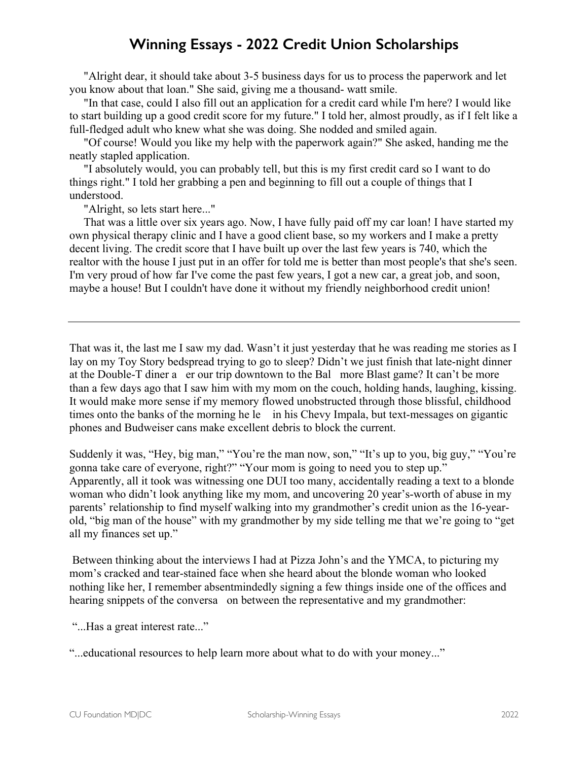"Alright dear, it should take about 3-5 business days for us to process the paperwork and let you know about that loan." She said, giving me a thousand- watt smile.

"In that case, could I also fill out an application for a credit card while I'm here? I would like to start building up a good credit score for my future." I told her, almost proudly, as if I felt like a full-fledged adult who knew what she was doing. She nodded and smiled again.

"Of course! Would you like my help with the paperwork again?" She asked, handing me the neatly stapled application.

"I absolutely would, you can probably tell, but this is my first credit card so I want to do things right." I told her grabbing a pen and beginning to fill out a couple of things that I understood.

"Alright, so lets start here..."

That was a little over six years ago. Now, I have fully paid off my car loan! I have started my own physical therapy clinic and I have a good client base, so my workers and I make a pretty decent living. The credit score that I have built up over the last few years is 740, which the realtor with the house I just put in an offer for told me is better than most people's that she's seen. I'm very proud of how far I've come the past few years, I got a new car, a great job, and soon, maybe a house! But I couldn't have done it without my friendly neighborhood credit union!

---

That was it, the last me I saw my dad. Wasn't it just yesterday that he was reading me stories as I lay on my Toy Story bedspread trying to go to sleep? Didn't we just finish that late-night dinner at the Double-T diner a er our trip downtown to the Bal more Blast game? It can't be more than a few days ago that I saw him with my mom on the couch, holding hands, laughing, kissing. It would make more sense if my memory flowed unobstructed through those blissful, childhood times onto the banks of the morning he le in his Chevy Impala, but text-messages on gigantic phones and Budweiser cans make excellent debris to block the current.

Suddenly it was, "Hey, big man," "You're the man now, son," "It's up to you, big guy," "You're gonna take care of everyone, right?" "Your mom is going to need you to step up." Apparently, all it took was witnessing one DUI too many, accidentally reading a text to a blonde woman who didn't look anything like my mom, and uncovering 20 year's-worth of abuse in my parents' relationship to find myself walking into my grandmother's credit union as the 16-year-old, "big man of the house" with my grandmother by my side telling me that we're going to "get all my finances set up."

Between thinking about the interviews I had at Pizza John's and the YMCA, to picturing my mom's cracked and tear-stained face when she heard about the blonde woman who looked nothing like her, I remember absentmindedly signing a few things inside one of the offices and hearing snippets of the conversa on between the representative and my grandmother:

"...Has a great interest rate..."

"...educational resources to help learn more about what to do with your money..."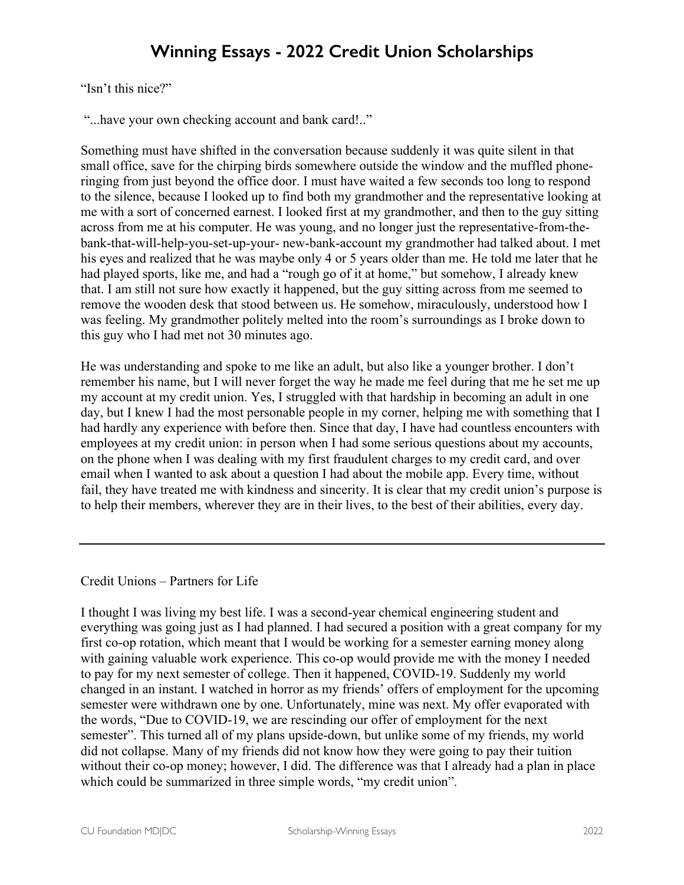# Winning Essays - 2022 Credit Union Scholarships

"Isn't this nice?"

"...have your own checking account and bank card!.."

Something must have shifted in the conversation because suddenly it was quite silent in that small office, save for the chirping birds somewhere outside the window and the muffled phone-ringing from just beyond the office door. I must have waited a few seconds too long to respond to the silence, because I looked up to find both my grandmother and the representative looking at me with a sort of concerned earnest. I looked first at my grandmother, and then to the guy sitting across from me at his computer. He was young, and no longer just the representative-from-the-bank-that-will-help-you-set-up-your- new-bank-account my grandmother had talked about. I met his eyes and realized that he was maybe only 4 or 5 years older than me. He told me later that he had played sports, like me, and had a "rough go of it at home," but somehow, I already knew that. I am still not sure how exactly it happened, but the guy sitting across from me seemed to remove the wooden desk that stood between us. He somehow, miraculously, understood how I was feeling. My grandmother politely melted into the room's surroundings as I broke down to this guy who I had met not 30 minutes ago.

He was understanding and spoke to me like an adult, but also like a younger brother. I don't remember his name, but I will never forget the way he made me feel during that me he set me up my account at my credit union. Yes, I struggled with that hardship in becoming an adult in one day, but I knew I had the most personable people in my corner, helping me with something that I had hardly any experience with before then. Since that day, I have had countless encounters with employees at my credit union: in person when I had some serious questions about my accounts, on the phone when I was dealing with my first fraudulent charges to my credit card, and over email when I wanted to ask about a question I had about the mobile app. Every time, without fail, they have treated me with kindness and sincerity. It is clear that my credit union's purpose is to help their members, wherever they are in their lives, to the best of their abilities, every day.

---

Credit Unions – Partners for Life

I thought I was living my best life. I was a second-year chemical engineering student and everything was going just as I had planned. I had secured a position with a great company for my first co-op rotation, which meant that I would be working for a semester earning money along with gaining valuable work experience. This co-op would provide me with the money I needed to pay for my next semester of college. Then it happened, COVID-19. Suddenly my world changed in an instant. I watched in horror as my friends' offers of employment for the upcoming semester were withdrawn one by one. Unfortunately, mine was next. My offer evaporated with the words, "Due to COVID-19, we are rescinding our offer of employment for the next semester". This turned all of my plans upside-down, but unlike some of my friends, my world did not collapse. Many of my friends did not know how they were going to pay their tuition without their co-op money; however, I did. The difference was that I already had a plan in place which could be summarized in three simple words, "my credit union".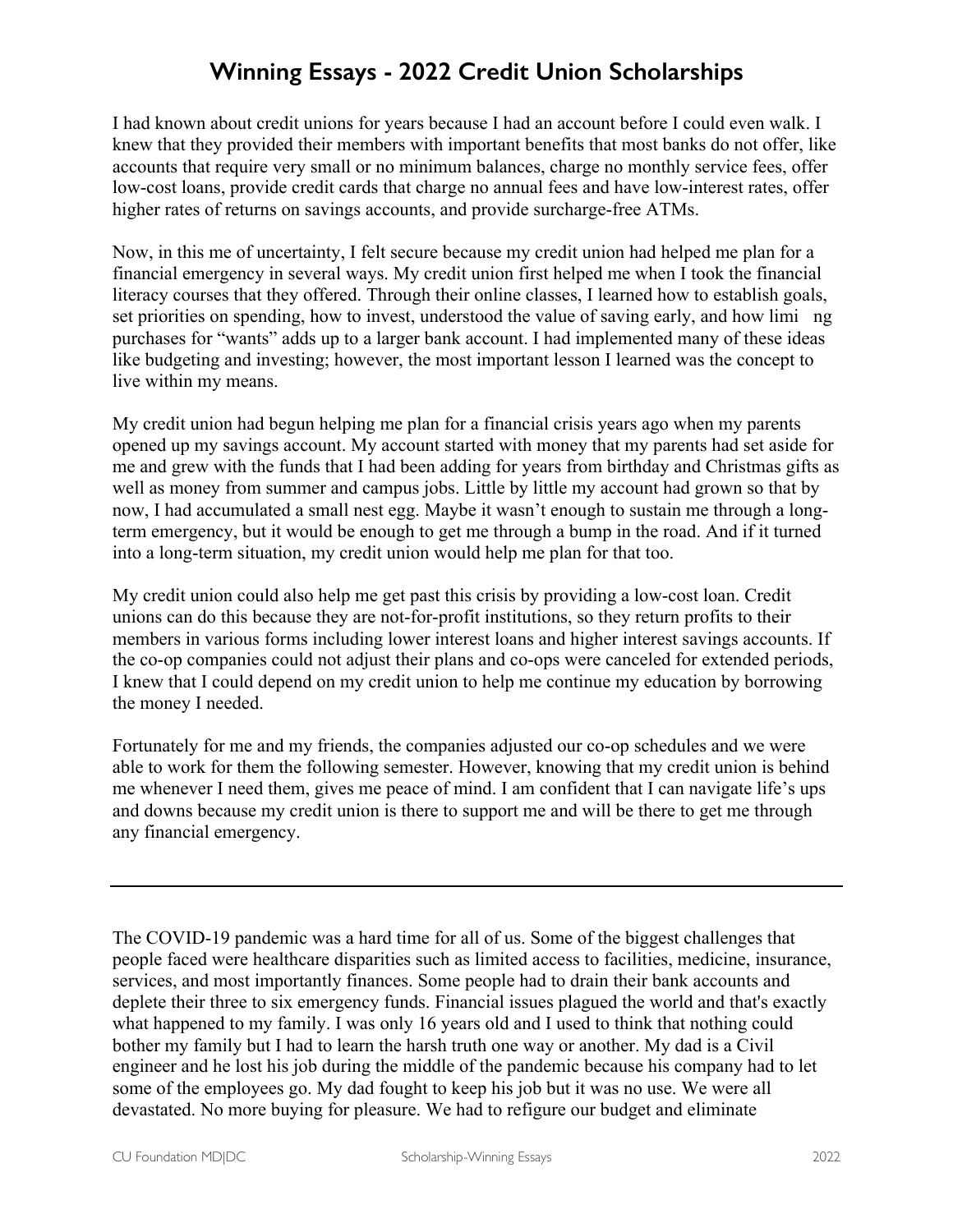# Winning Essays - 2022 Credit Union Scholarships

I had known about credit unions for years because I had an account before I could even walk. I knew that they provided their members with important benefits that most banks do not offer, like accounts that require very small or no minimum balances, charge no monthly service fees, offer low-cost loans, provide credit cards that charge no annual fees and have low-interest rates, offer higher rates of returns on savings accounts, and provide surcharge-free ATMs.

Now, in this me of uncertainty, I felt secure because my credit union had helped me plan for a financial emergency in several ways. My credit union first helped me when I took the financial literacy courses that they offered. Through their online classes, I learned how to establish goals, set priorities on spending, how to invest, understood the value of saving early, and how limi ng purchases for "wants" adds up to a larger bank account. I had implemented many of these ideas like budgeting and investing; however, the most important lesson I learned was the concept to live within my means.

My credit union had begun helping me plan for a financial crisis years ago when my parents opened up my savings account. My account started with money that my parents had set aside for me and grew with the funds that I had been adding for years from birthday and Christmas gifts as well as money from summer and campus jobs. Little by little my account had grown so that by now, I had accumulated a small nest egg. Maybe it wasn't enough to sustain me through a long-term emergency, but it would be enough to get me through a bump in the road. And if it turned into a long-term situation, my credit union would help me plan for that too.

My credit union could also help me get past this crisis by providing a low-cost loan. Credit unions can do this because they are not-for-profit institutions, so they return profits to their members in various forms including lower interest loans and higher interest savings accounts. If the co-op companies could not adjust their plans and co-ops were canceled for extended periods, I knew that I could depend on my credit union to help me continue my education by borrowing the money I needed.

Fortunately for me and my friends, the companies adjusted our co-op schedules and we were able to work for them the following semester. However, knowing that my credit union is behind me whenever I need them, gives me peace of mind. I am confident that I can navigate life's ups and downs because my credit union is there to support me and will be there to get me through any financial emergency.

---

The COVID-19 pandemic was a hard time for all of us. Some of the biggest challenges that people faced were healthcare disparities such as limited access to facilities, medicine, insurance, services, and most importantly finances. Some people had to drain their bank accounts and deplete their three to six emergency funds. Financial issues plagued the world and that's exactly what happened to my family. I was only 16 years old and I used to think that nothing could bother my family but I had to learn the harsh truth one way or another. My dad is a Civil engineer and he lost his job during the middle of the pandemic because his company had to let some of the employees go. My dad fought to keep his job but it was no use. We were all devastated. No more buying for pleasure. We had to refigure our budget and eliminate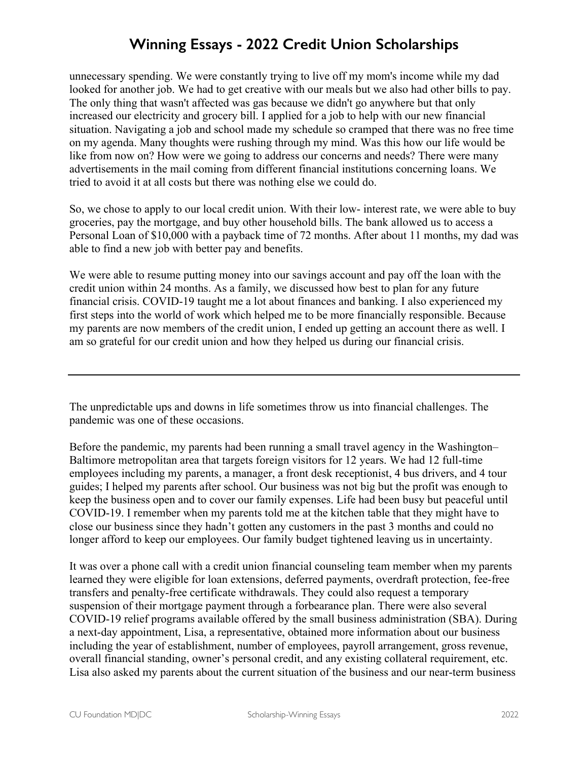unnecessary spending. We were constantly trying to live off my mom's income while my dad looked for another job. We had to get creative with our meals but we also had other bills to pay. The only thing that wasn't affected was gas because we didn't go anywhere but that only increased our electricity and grocery bill. I applied for a job to help with our new financial situation. Navigating a job and school made my schedule so cramped that there was no free time on my agenda. Many thoughts were rushing through my mind. Was this how our life would be like from now on? How were we going to address our concerns and needs? There were many advertisements in the mail coming from different financial institutions concerning loans. We tried to avoid it at all costs but there was nothing else we could do.

So, we chose to apply to our local credit union. With their low- interest rate, we were able to buy groceries, pay the mortgage, and buy other household bills. The bank allowed us to access a Personal Loan of $10,000 with a payback time of 72 months. After about 11 months, my dad was able to find a new job with better pay and benefits.

We were able to resume putting money into our savings account and pay off the loan with the credit union within 24 months. As a family, we discussed how best to plan for any future financial crisis. COVID-19 taught me a lot about finances and banking. I also experienced my first steps into the world of work which helped me to be more financially responsible. Because my parents are now members of the credit union, I ended up getting an account there as well. I am so grateful for our credit union and how they helped us during our financial crisis.

---

The unpredictable ups and downs in life sometimes throw us into financial challenges. The pandemic was one of these occasions.

Before the pandemic, my parents had been running a small travel agency in the Washington–Baltimore metropolitan area that targets foreign visitors for 12 years. We had 12 full-time employees including my parents, a manager, a front desk receptionist, 4 bus drivers, and 4 tour guides; I helped my parents after school. Our business was not big but the profit was enough to keep the business open and to cover our family expenses. Life had been busy but peaceful until COVID-19. I remember when my parents told me at the kitchen table that they might have to close our business since they hadn't gotten any customers in the past 3 months and could no longer afford to keep our employees. Our family budget tightened leaving us in uncertainty.

It was over a phone call with a credit union financial counseling team member when my parents learned they were eligible for loan extensions, deferred payments, overdraft protection, fee-free transfers and penalty-free certificate withdrawals. They could also request a temporary suspension of their mortgage payment through a forbearance plan. There were also several COVID-19 relief programs available offered by the small business administration (SBA). During a next-day appointment, Lisa, a representative, obtained more information about our business including the year of establishment, number of employees, payroll arrangement, gross revenue, overall financial standing, owner's personal credit, and any existing collateral requirement, etc. Lisa also asked my parents about the current situation of the business and our near-term business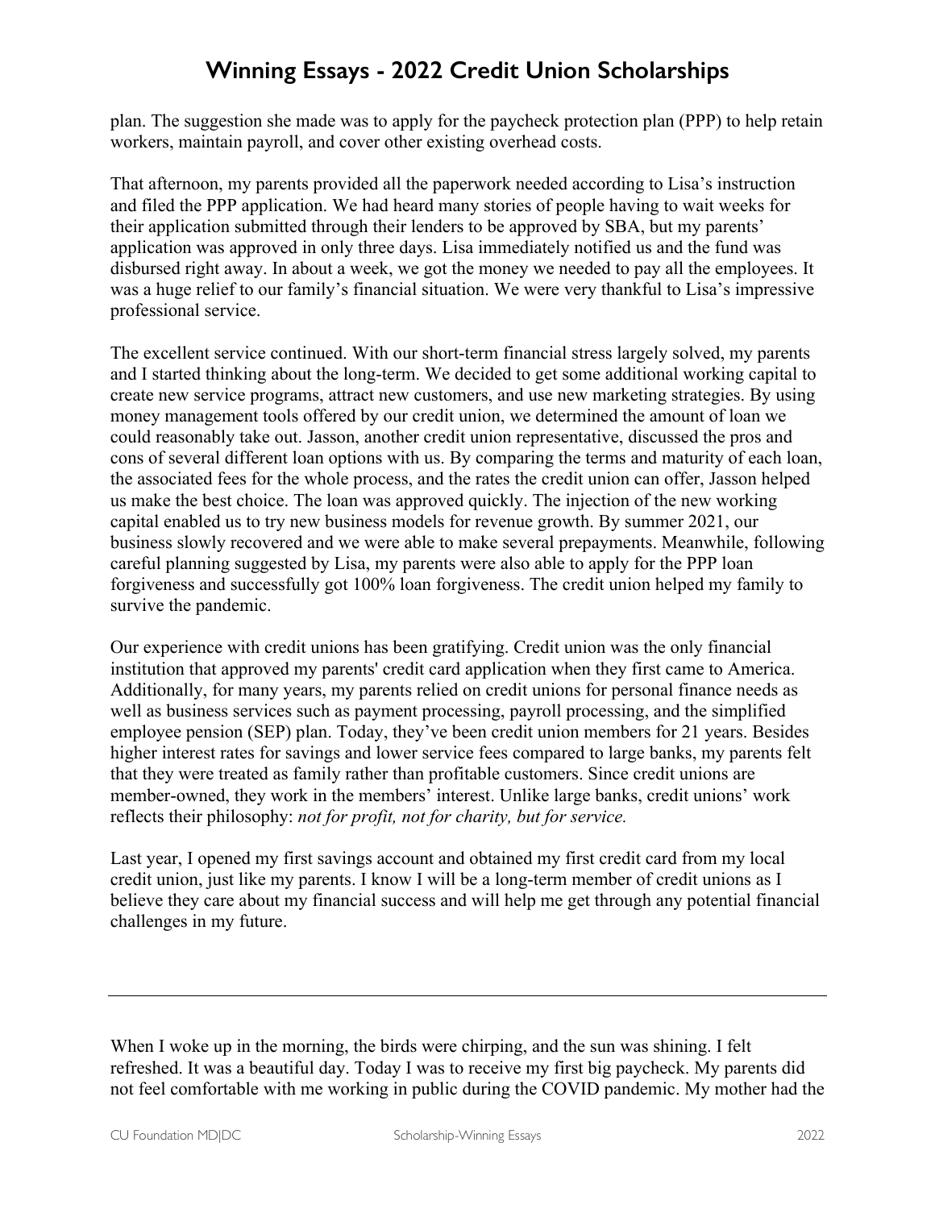plan. The suggestion she made was to apply for the paycheck protection plan (PPP) to help retain workers, maintain payroll, and cover other existing overhead costs.

That afternoon, my parents provided all the paperwork needed according to Lisa's instruction and filed the PPP application. We had heard many stories of people having to wait weeks for their application submitted through their lenders to be approved by SBA, but my parents' application was approved in only three days. Lisa immediately notified us and the fund was disbursed right away. In about a week, we got the money we needed to pay all the employees. It was a huge relief to our family's financial situation. We were very thankful to Lisa's impressive professional service.

The excellent service continued. With our short-term financial stress largely solved, my parents and I started thinking about the long-term. We decided to get some additional working capital to create new service programs, attract new customers, and use new marketing strategies. By using money management tools offered by our credit union, we determined the amount of loan we could reasonably take out. Jasson, another credit union representative, discussed the pros and cons of several different loan options with us. By comparing the terms and maturity of each loan, the associated fees for the whole process, and the rates the credit union can offer, Jasson helped us make the best choice. The loan was approved quickly. The injection of the new working capital enabled us to try new business models for revenue growth. By summer 2021, our business slowly recovered and we were able to make several prepayments. Meanwhile, following careful planning suggested by Lisa, my parents were also able to apply for the PPP loan forgiveness and successfully got 100% loan forgiveness. The credit union helped my family to survive the pandemic.

Our experience with credit unions has been gratifying. Credit union was the only financial institution that approved my parents' credit card application when they first came to America. Additionally, for many years, my parents relied on credit unions for personal finance needs as well as business services such as payment processing, payroll processing, and the simplified employee pension (SEP) plan. Today, they've been credit union members for 21 years. Besides higher interest rates for savings and lower service fees compared to large banks, my parents felt that they were treated as family rather than profitable customers. Since credit unions are member-owned, they work in the members' interest. Unlike large banks, credit unions' work reflects their philosophy: *not for profit, not for charity, but for service.*

Last year, I opened my first savings account and obtained my first credit card from my local credit union, just like my parents. I know I will be a long-term member of credit unions as I believe they care about my financial success and will help me get through any potential financial challenges in my future.

---

When I woke up in the morning, the birds were chirping, and the sun was shining. I felt refreshed. It was a beautiful day. Today I was to receive my first big paycheck. My parents did not feel comfortable with me working in public during the COVID pandemic. My mother had the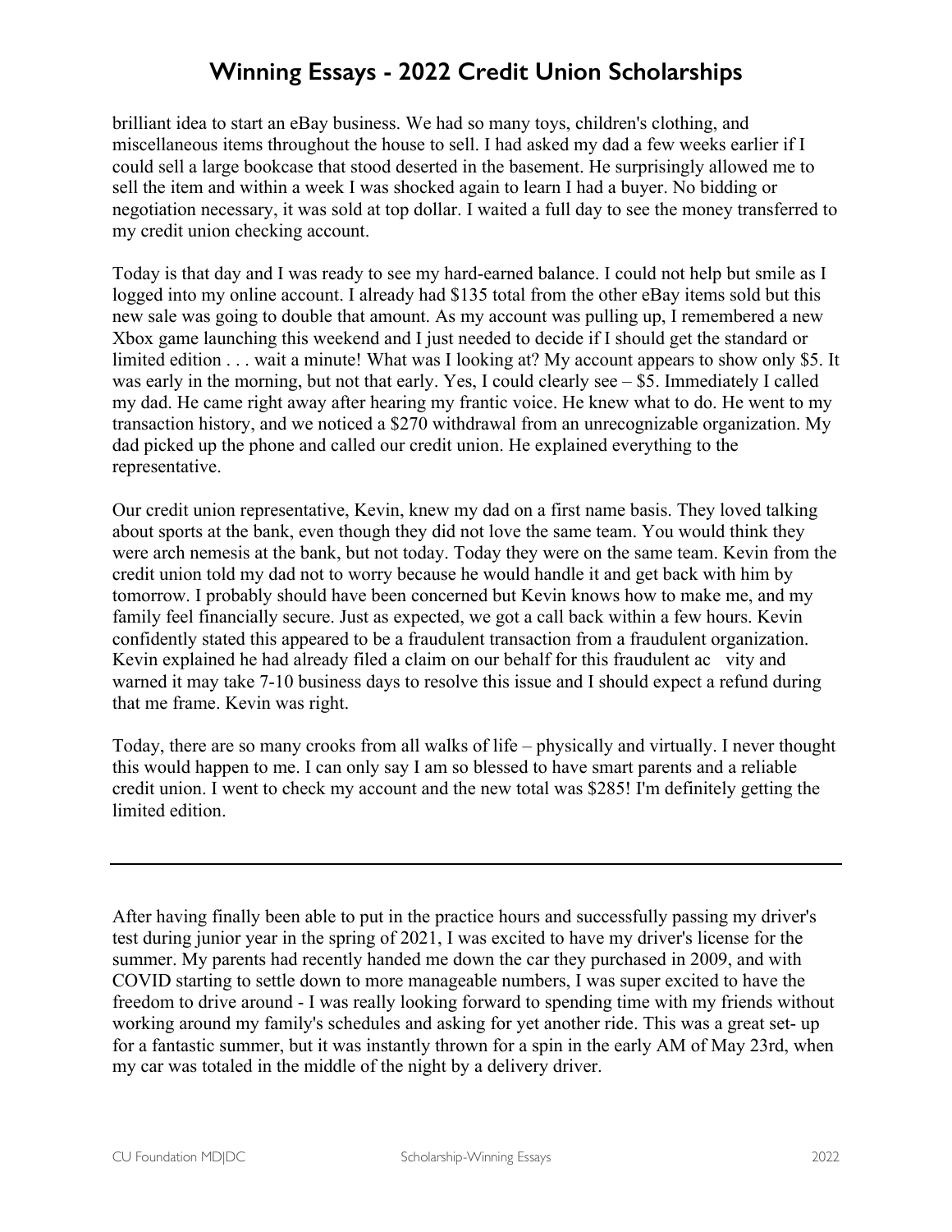brilliant idea to start an eBay business. We had so many toys, children's clothing, and miscellaneous items throughout the house to sell. I had asked my dad a few weeks earlier if I could sell a large bookcase that stood deserted in the basement. He surprisingly allowed me to sell the item and within a week I was shocked again to learn I had a buyer. No bidding or negotiation necessary, it was sold at top dollar. I waited a full day to see the money transferred to my credit union checking account.

Today is that day and I was ready to see my hard-earned balance. I could not help but smile as I logged into my online account. I already had $135 total from the other eBay items sold but this new sale was going to double that amount. As my account was pulling up, I remembered a new Xbox game launching this weekend and I just needed to decide if I should get the standard or limited edition . . . wait a minute! What was I looking at? My account appears to show only $5. It was early in the morning, but not that early. Yes, I could clearly see – $5. Immediately I called my dad. He came right away after hearing my frantic voice. He knew what to do. He went to my transaction history, and we noticed a $270 withdrawal from an unrecognizable organization. My dad picked up the phone and called our credit union. He explained everything to the representative.

Our credit union representative, Kevin, knew my dad on a first name basis. They loved talking about sports at the bank, even though they did not love the same team. You would think they were arch nemesis at the bank, but not today. Today they were on the same team. Kevin from the credit union told my dad not to worry because he would handle it and get back with him by tomorrow. I probably should have been concerned but Kevin knows how to make me, and my family feel financially secure. Just as expected, we got a call back within a few hours. Kevin confidently stated this appeared to be a fraudulent transaction from a fraudulent organization. Kevin explained he had already filed a claim on our behalf for this fraudulent ac vity and warned it may take 7-10 business days to resolve this issue and I should expect a refund during that me frame. Kevin was right.

Today, there are so many crooks from all walks of life – physically and virtually. I never thought this would happen to me. I can only say I am so blessed to have smart parents and a reliable credit union. I went to check my account and the new total was $285! I'm definitely getting the limited edition.

---

After having finally been able to put in the practice hours and successfully passing my driver's test during junior year in the spring of 2021, I was excited to have my driver's license for the summer. My parents had recently handed me down the car they purchased in 2009, and with COVID starting to settle down to more manageable numbers, I was super excited to have the freedom to drive around - I was really looking forward to spending time with my friends without working around my family's schedules and asking for yet another ride. This was a great set- up for a fantastic summer, but it was instantly thrown for a spin in the early AM of May 23rd, when my car was totaled in the middle of the night by a delivery driver.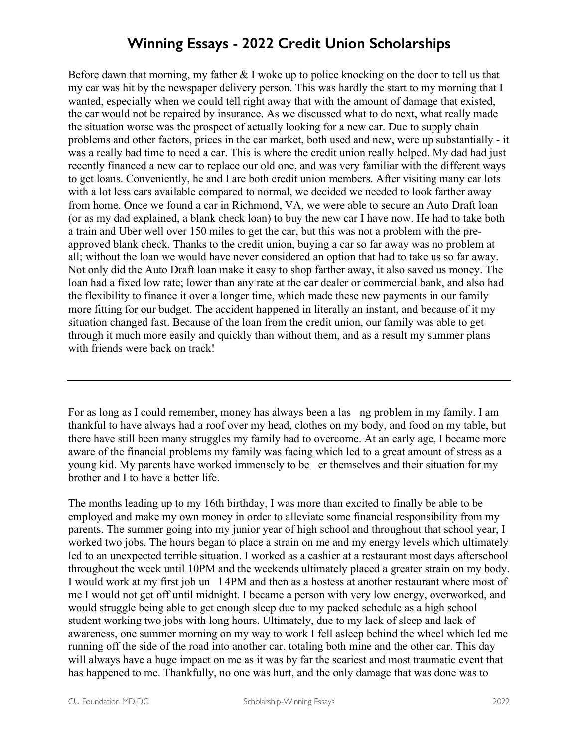# Winning Essays - 2022 Credit Union Scholarships

Before dawn that morning, my father & I woke up to police knocking on the door to tell us that my car was hit by the newspaper delivery person. This was hardly the start to my morning that I wanted, especially when we could tell right away that with the amount of damage that existed, the car would not be repaired by insurance. As we discussed what to do next, what really made the situation worse was the prospect of actually looking for a new car. Due to supply chain problems and other factors, prices in the car market, both used and new, were up substantially - it was a really bad time to need a car. This is where the credit union really helped. My dad had just recently financed a new car to replace our old one, and was very familiar with the different ways to get loans. Conveniently, he and I are both credit union members. After visiting many car lots with a lot less cars available compared to normal, we decided we needed to look farther away from home. Once we found a car in Richmond, VA, we were able to secure an Auto Draft loan (or as my dad explained, a blank check loan) to buy the new car I have now. He had to take both a train and Uber well over 150 miles to get the car, but this was not a problem with the pre-approved blank check. Thanks to the credit union, buying a car so far away was no problem at all; without the loan we would have never considered an option that had to take us so far away. Not only did the Auto Draft loan make it easy to shop farther away, it also saved us money. The loan had a fixed low rate; lower than any rate at the car dealer or commercial bank, and also had the flexibility to finance it over a longer time, which made these new payments in our family more fitting for our budget. The accident happened in literally an instant, and because of it my situation changed fast. Because of the loan from the credit union, our family was able to get through it much more easily and quickly than without them, and as a result my summer plans with friends were back on track!

---

For as long as I could remember, money has always been a las ng problem in my family. I am thankful to have always had a roof over my head, clothes on my body, and food on my table, but there have still been many struggles my family had to overcome. At an early age, I became more aware of the financial problems my family was facing which led to a great amount of stress as a young kid. My parents have worked immensely to be er themselves and their situation for my brother and I to have a better life.

The months leading up to my 16th birthday, I was more than excited to finally be able to be employed and make my own money in order to alleviate some financial responsibility from my parents. The summer going into my junior year of high school and throughout that school year, I worked two jobs. The hours began to place a strain on me and my energy levels which ultimately led to an unexpected terrible situation. I worked as a cashier at a restaurant most days afterschool throughout the week until 10PM and the weekends ultimately placed a greater strain on my body. I would work at my first job un l 4PM and then as a hostess at another restaurant where most of me I would not get off until midnight. I became a person with very low energy, overworked, and would struggle being able to get enough sleep due to my packed schedule as a high school student working two jobs with long hours. Ultimately, due to my lack of sleep and lack of awareness, one summer morning on my way to work I fell asleep behind the wheel which led me running off the side of the road into another car, totaling both mine and the other car. This day will always have a huge impact on me as it was by far the scariest and most traumatic event that has happened to me. Thankfully, no one was hurt, and the only damage that was done was to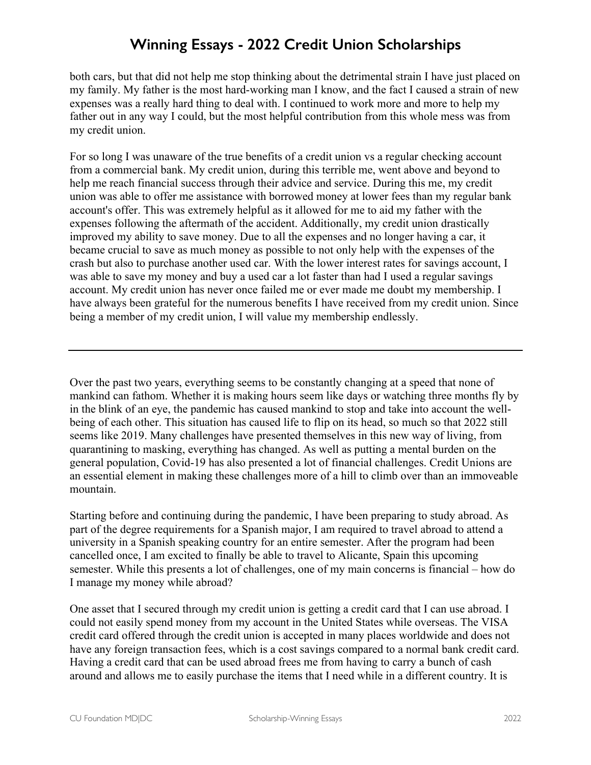both cars, but that did not help me stop thinking about the detrimental strain I have just placed on my family. My father is the most hard-working man I know, and the fact I caused a strain of new expenses was a really hard thing to deal with. I continued to work more and more to help my father out in any way I could, but the most helpful contribution from this whole mess was from my credit union.

For so long I was unaware of the true benefits of a credit union vs a regular checking account from a commercial bank. My credit union, during this terrible me, went above and beyond to help me reach financial success through their advice and service. During this me, my credit union was able to offer me assistance with borrowed money at lower fees than my regular bank account's offer. This was extremely helpful as it allowed for me to aid my father with the expenses following the aftermath of the accident. Additionally, my credit union drastically improved my ability to save money. Due to all the expenses and no longer having a car, it became crucial to save as much money as possible to not only help with the expenses of the crash but also to purchase another used car. With the lower interest rates for savings account, I was able to save my money and buy a used car a lot faster than had I used a regular savings account. My credit union has never once failed me or ever made me doubt my membership. I have always been grateful for the numerous benefits I have received from my credit union. Since being a member of my credit union, I will value my membership endlessly.

---

Over the past two years, everything seems to be constantly changing at a speed that none of mankind can fathom. Whether it is making hours seem like days or watching three months fly by in the blink of an eye, the pandemic has caused mankind to stop and take into account the well-being of each other. This situation has caused life to flip on its head, so much so that 2022 still seems like 2019. Many challenges have presented themselves in this new way of living, from quarantining to masking, everything has changed. As well as putting a mental burden on the general population, Covid-19 has also presented a lot of financial challenges. Credit Unions are an essential element in making these challenges more of a hill to climb over than an immoveable mountain.

Starting before and continuing during the pandemic, I have been preparing to study abroad. As part of the degree requirements for a Spanish major, I am required to travel abroad to attend a university in a Spanish speaking country for an entire semester. After the program had been cancelled once, I am excited to finally be able to travel to Alicante, Spain this upcoming semester. While this presents a lot of challenges, one of my main concerns is financial – how do I manage my money while abroad?

One asset that I secured through my credit union is getting a credit card that I can use abroad. I could not easily spend money from my account in the United States while overseas. The VISA credit card offered through the credit union is accepted in many places worldwide and does not have any foreign transaction fees, which is a cost savings compared to a normal bank credit card. Having a credit card that can be used abroad frees me from having to carry a bunch of cash around and allows me to easily purchase the items that I need while in a different country. It is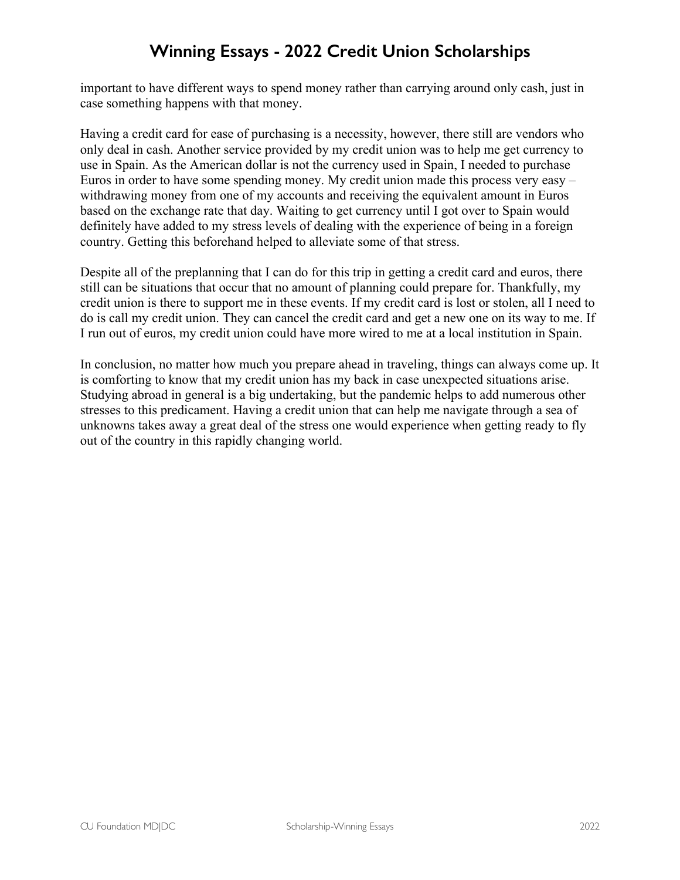important to have different ways to spend money rather than carrying around only cash, just in case something happens with that money.

Having a credit card for ease of purchasing is a necessity, however, there still are vendors who only deal in cash. Another service provided by my credit union was to help me get currency to use in Spain. As the American dollar is not the currency used in Spain, I needed to purchase Euros in order to have some spending money. My credit union made this process very easy – withdrawing money from one of my accounts and receiving the equivalent amount in Euros based on the exchange rate that day. Waiting to get currency until I got over to Spain would definitely have added to my stress levels of dealing with the experience of being in a foreign country. Getting this beforehand helped to alleviate some of that stress.

Despite all of the preplanning that I can do for this trip in getting a credit card and euros, there still can be situations that occur that no amount of planning could prepare for. Thankfully, my credit union is there to support me in these events. If my credit card is lost or stolen, all I need to do is call my credit union. They can cancel the credit card and get a new one on its way to me. If I run out of euros, my credit union could have more wired to me at a local institution in Spain.

In conclusion, no matter how much you prepare ahead in traveling, things can always come up. It is comforting to know that my credit union has my back in case unexpected situations arise. Studying abroad in general is a big undertaking, but the pandemic helps to add numerous other stresses to this predicament. Having a credit union that can help me navigate through a sea of unknowns takes away a great deal of the stress one would experience when getting ready to fly out of the country in this rapidly changing world.